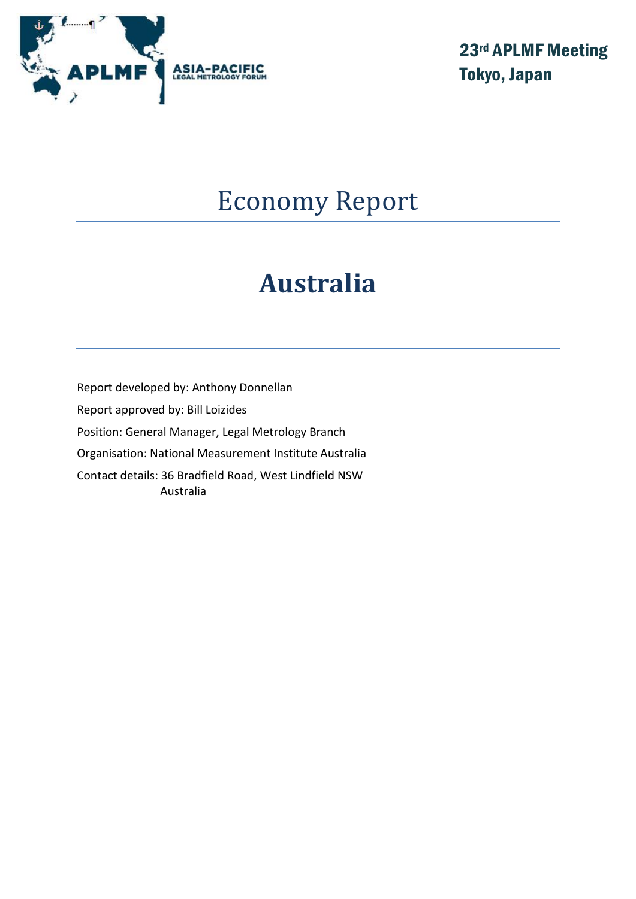ASIA-PACIFIC LEGAL METROLOGY FORUM

**23rd APLMF Meeting**
**Tokyo, Japan**

# Economy Report

# Australia

Report developed by: Anthony Donnellan

Report approved by: Bill Loizides

Position: General Manager, Legal Metrology Branch

Organisation: National Measurement Institute Australia

Contact details: 36 Bradfield Road, West Lindfield NSW
Australia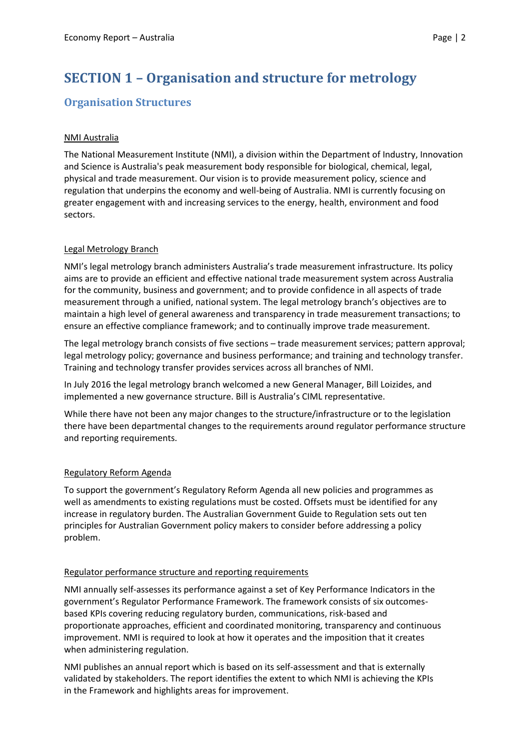# SECTION 1 – Organisation and structure for metrology

## Organisation Structures

NMI Australia

The National Measurement Institute (NMI), a division within the Department of Industry, Innovation and Science is Australia's peak measurement body responsible for biological, chemical, legal, physical and trade measurement. Our vision is to provide measurement policy, science and regulation that underpins the economy and well-being of Australia. NMI is currently focusing on greater engagement with and increasing services to the energy, health, environment and food sectors.

Legal Metrology Branch

NMI's legal metrology branch administers Australia's trade measurement infrastructure. Its policy aims are to provide an efficient and effective national trade measurement system across Australia for the community, business and government; and to provide confidence in all aspects of trade measurement through a unified, national system. The legal metrology branch's objectives are to maintain a high level of general awareness and transparency in trade measurement transactions; to ensure an effective compliance framework; and to continually improve trade measurement.

The legal metrology branch consists of five sections – trade measurement services; pattern approval; legal metrology policy; governance and business performance; and training and technology transfer. Training and technology transfer provides services across all branches of NMI.

In July 2016 the legal metrology branch welcomed a new General Manager, Bill Loizides, and implemented a new governance structure. Bill is Australia's CIML representative.

While there have not been any major changes to the structure/infrastructure or to the legislation there have been departmental changes to the requirements around regulator performance structure and reporting requirements.

Regulatory Reform Agenda

To support the government's Regulatory Reform Agenda all new policies and programmes as well as amendments to existing regulations must be costed. Offsets must be identified for any increase in regulatory burden. The Australian Government Guide to Regulation sets out ten principles for Australian Government policy makers to consider before addressing a policy problem.

Regulator performance structure and reporting requirements

NMI annually self-assesses its performance against a set of Key Performance Indicators in the government's Regulator Performance Framework. The framework consists of six outcomes-based KPIs covering reducing regulatory burden, communications, risk-based and proportionate approaches, efficient and coordinated monitoring, transparency and continuous improvement. NMI is required to look at how it operates and the imposition that it creates when administering regulation.

NMI publishes an annual report which is based on its self-assessment and that is externally validated by stakeholders. The report identifies the extent to which NMI is achieving the KPIs in the Framework and highlights areas for improvement.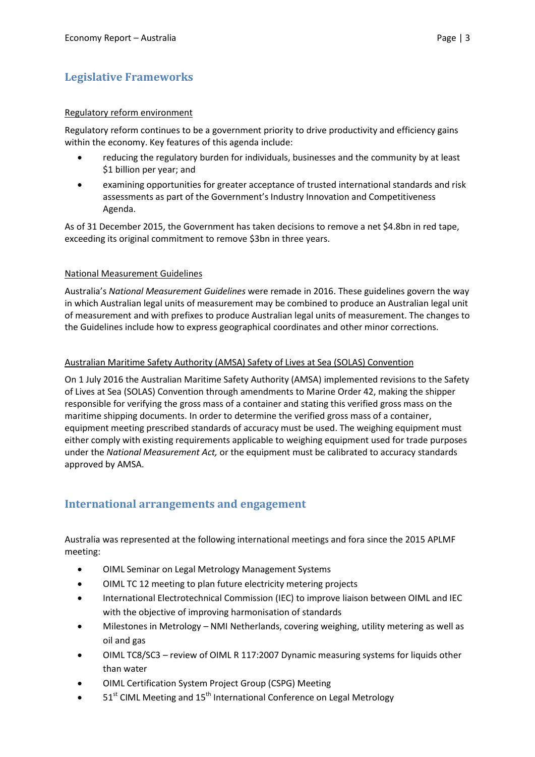## Legislative Frameworks

Regulatory reform environment

Regulatory reform continues to be a government priority to drive productivity and efficiency gains within the economy. Key features of this agenda include:

- reducing the regulatory burden for individuals, businesses and the community by at least $1 billion per year; and
- examining opportunities for greater acceptance of trusted international standards and risk assessments as part of the Government's Industry Innovation and Competitiveness Agenda.

As of 31 December 2015, the Government has taken decisions to remove a net $4.8bn in red tape, exceeding its original commitment to remove $3bn in three years.

National Measurement Guidelines

Australia's *National Measurement Guidelines* were remade in 2016. These guidelines govern the way in which Australian legal units of measurement may be combined to produce an Australian legal unit of measurement and with prefixes to produce Australian legal units of measurement. The changes to the Guidelines include how to express geographical coordinates and other minor corrections.

Australian Maritime Safety Authority (AMSA) Safety of Lives at Sea (SOLAS) Convention

On 1 July 2016 the Australian Maritime Safety Authority (AMSA) implemented revisions to the Safety of Lives at Sea (SOLAS) Convention through amendments to Marine Order 42, making the shipper responsible for verifying the gross mass of a container and stating this verified gross mass on the maritime shipping documents. In order to determine the verified gross mass of a container, equipment meeting prescribed standards of accuracy must be used. The weighing equipment must either comply with existing requirements applicable to weighing equipment used for trade purposes under the *National Measurement Act,* or the equipment must be calibrated to accuracy standards approved by AMSA.

## International arrangements and engagement

Australia was represented at the following international meetings and fora since the 2015 APLMF meeting:

- OIML Seminar on Legal Metrology Management Systems
- OIML TC 12 meeting to plan future electricity metering projects
- International Electrotechnical Commission (IEC) to improve liaison between OIML and IEC with the objective of improving harmonisation of standards
- Milestones in Metrology – NMI Netherlands, covering weighing, utility metering as well as oil and gas
- OIML TC8/SC3 – review of OIML R 117:2007 Dynamic measuring systems for liquids other than water
- OIML Certification System Project Group (CSPG) Meeting
- 51st CIML Meeting and 15th International Conference on Legal Metrology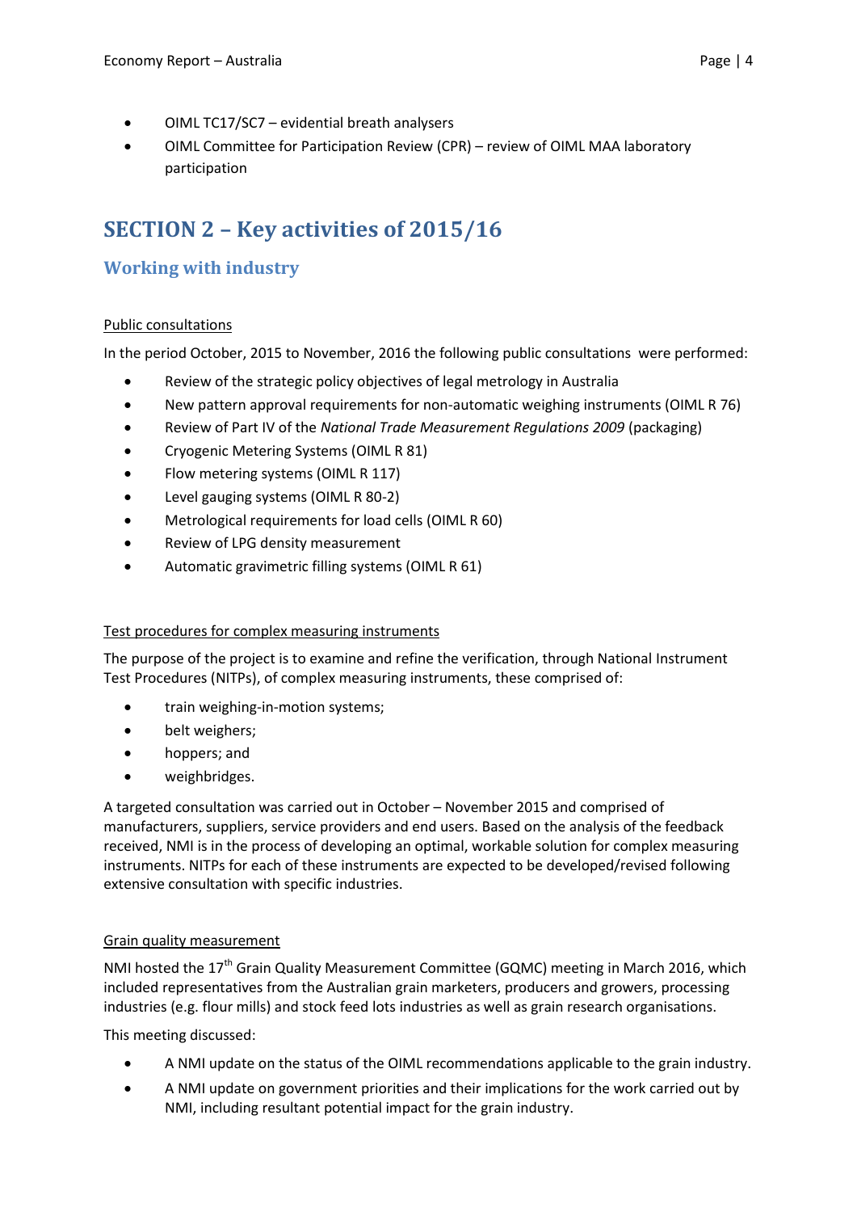- OIML TC17/SC7 – evidential breath analysers
- OIML Committee for Participation Review (CPR) – review of OIML MAA laboratory participation

# SECTION 2 – Key activities of 2015/16

## Working with industry

Public consultations

In the period October, 2015 to November, 2016 the following public consultations were performed:

- Review of the strategic policy objectives of legal metrology in Australia
- New pattern approval requirements for non-automatic weighing instruments (OIML R 76)
- Review of Part IV of the *National Trade Measurement Regulations 2009* (packaging)
- Cryogenic Metering Systems (OIML R 81)
- Flow metering systems (OIML R 117)
- Level gauging systems (OIML R 80-2)
- Metrological requirements for load cells (OIML R 60)
- Review of LPG density measurement
- Automatic gravimetric filling systems (OIML R 61)

Test procedures for complex measuring instruments

The purpose of the project is to examine and refine the verification, through National Instrument Test Procedures (NITPs), of complex measuring instruments, these comprised of:

- train weighing-in-motion systems;
- belt weighers;
- hoppers; and
- weighbridges.

A targeted consultation was carried out in October – November 2015 and comprised of manufacturers, suppliers, service providers and end users. Based on the analysis of the feedback received, NMI is in the process of developing an optimal, workable solution for complex measuring instruments. NITPs for each of these instruments are expected to be developed/revised following extensive consultation with specific industries.

Grain quality measurement

NMI hosted the 17th Grain Quality Measurement Committee (GQMC) meeting in March 2016, which included representatives from the Australian grain marketers, producers and growers, processing industries (e.g. flour mills) and stock feed lots industries as well as grain research organisations.

This meeting discussed:

- A NMI update on the status of the OIML recommendations applicable to the grain industry.
- A NMI update on government priorities and their implications for the work carried out by NMI, including resultant potential impact for the grain industry.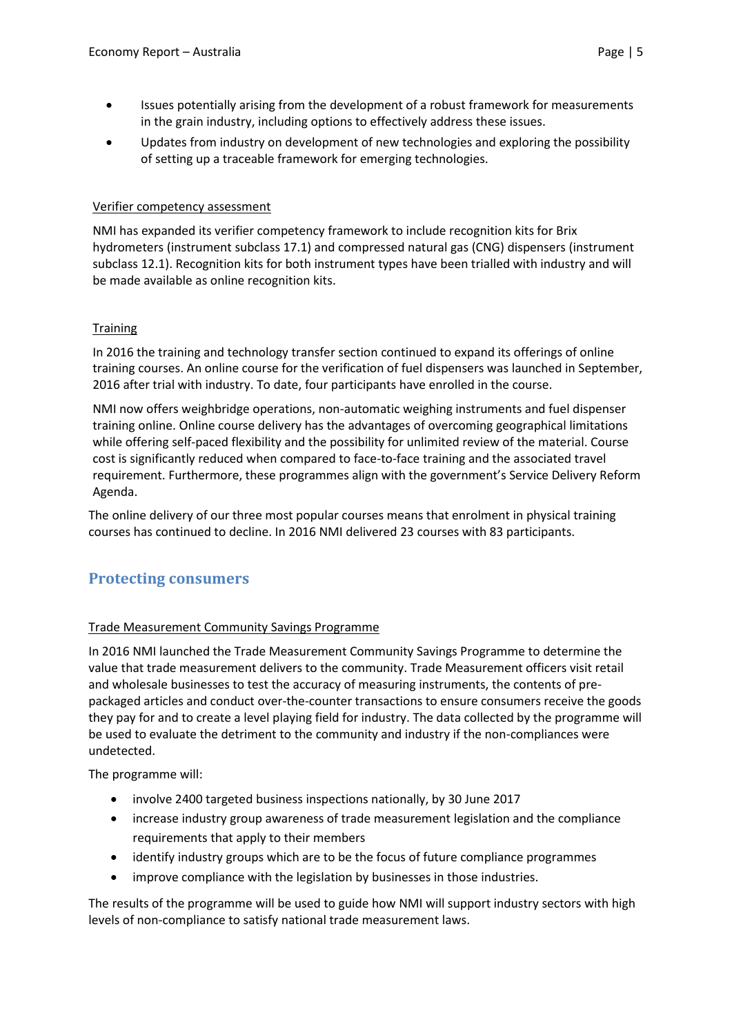- Issues potentially arising from the development of a robust framework for measurements in the grain industry, including options to effectively address these issues.
- Updates from industry on development of new technologies and exploring the possibility of setting up a traceable framework for emerging technologies.

Verifier competency assessment

NMI has expanded its verifier competency framework to include recognition kits for Brix hydrometers (instrument subclass 17.1) and compressed natural gas (CNG) dispensers (instrument subclass 12.1). Recognition kits for both instrument types have been trialled with industry and will be made available as online recognition kits.

Training

In 2016 the training and technology transfer section continued to expand its offerings of online training courses. An online course for the verification of fuel dispensers was launched in September, 2016 after trial with industry. To date, four participants have enrolled in the course.

NMI now offers weighbridge operations, non-automatic weighing instruments and fuel dispenser training online. Online course delivery has the advantages of overcoming geographical limitations while offering self-paced flexibility and the possibility for unlimited review of the material. Course cost is significantly reduced when compared to face-to-face training and the associated travel requirement. Furthermore, these programmes align with the government's Service Delivery Reform Agenda.

The online delivery of our three most popular courses means that enrolment in physical training courses has continued to decline. In 2016 NMI delivered 23 courses with 83 participants.

## Protecting consumers

Trade Measurement Community Savings Programme

In 2016 NMI launched the Trade Measurement Community Savings Programme to determine the value that trade measurement delivers to the community. Trade Measurement officers visit retail and wholesale businesses to test the accuracy of measuring instruments, the contents of pre-packaged articles and conduct over-the-counter transactions to ensure consumers receive the goods they pay for and to create a level playing field for industry. The data collected by the programme will be used to evaluate the detriment to the community and industry if the non-compliances were undetected.

The programme will:

- involve 2400 targeted business inspections nationally, by 30 June 2017
- increase industry group awareness of trade measurement legislation and the compliance requirements that apply to their members
- identify industry groups which are to be the focus of future compliance programmes
- improve compliance with the legislation by businesses in those industries.

The results of the programme will be used to guide how NMI will support industry sectors with high levels of non-compliance to satisfy national trade measurement laws.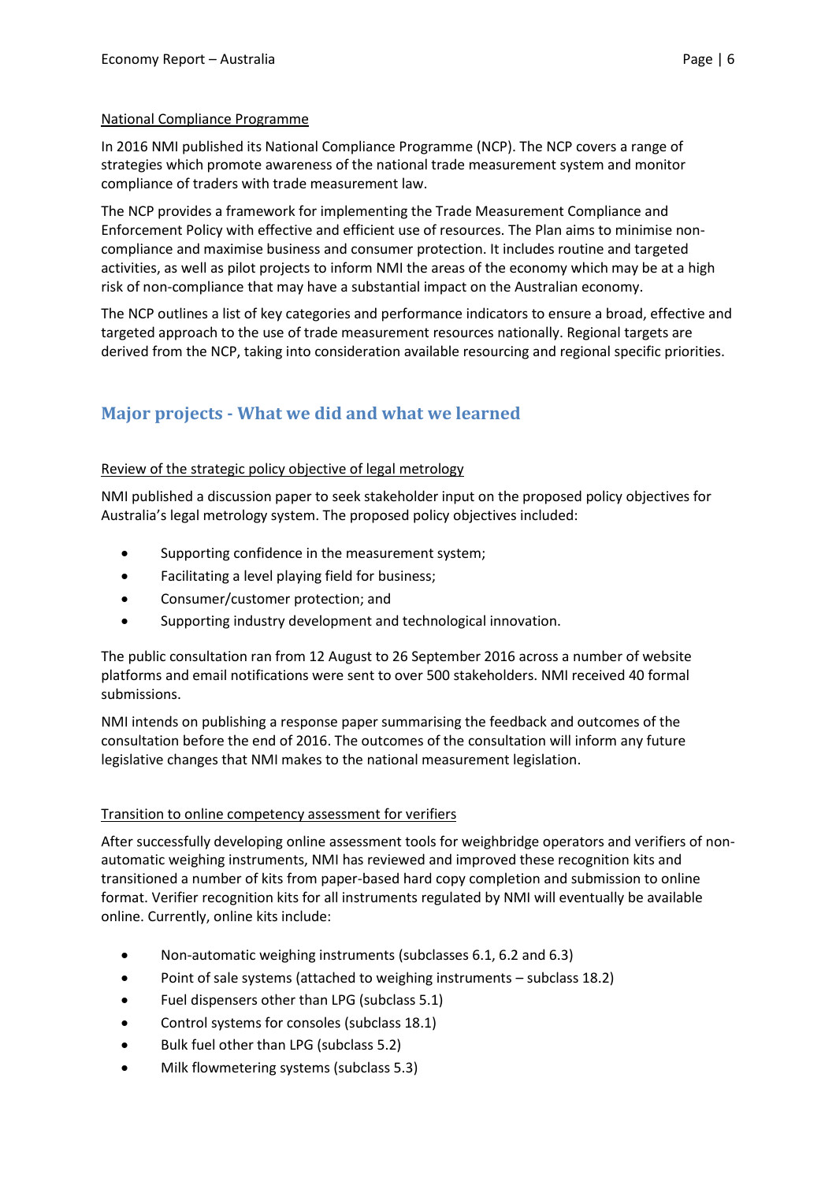National Compliance Programme

In 2016 NMI published its National Compliance Programme (NCP). The NCP covers a range of strategies which promote awareness of the national trade measurement system and monitor compliance of traders with trade measurement law.

The NCP provides a framework for implementing the Trade Measurement Compliance and Enforcement Policy with effective and efficient use of resources. The Plan aims to minimise non-compliance and maximise business and consumer protection. It includes routine and targeted activities, as well as pilot projects to inform NMI the areas of the economy which may be at a high risk of non-compliance that may have a substantial impact on the Australian economy.

The NCP outlines a list of key categories and performance indicators to ensure a broad, effective and targeted approach to the use of trade measurement resources nationally. Regional targets are derived from the NCP, taking into consideration available resourcing and regional specific priorities.

## Major projects - What we did and what we learned

Review of the strategic policy objective of legal metrology

NMI published a discussion paper to seek stakeholder input on the proposed policy objectives for Australia's legal metrology system. The proposed policy objectives included:

- Supporting confidence in the measurement system;
- Facilitating a level playing field for business;
- Consumer/customer protection; and
- Supporting industry development and technological innovation.

The public consultation ran from 12 August to 26 September 2016 across a number of website platforms and email notifications were sent to over 500 stakeholders. NMI received 40 formal submissions.

NMI intends on publishing a response paper summarising the feedback and outcomes of the consultation before the end of 2016. The outcomes of the consultation will inform any future legislative changes that NMI makes to the national measurement legislation.

Transition to online competency assessment for verifiers

After successfully developing online assessment tools for weighbridge operators and verifiers of non-automatic weighing instruments, NMI has reviewed and improved these recognition kits and transitioned a number of kits from paper-based hard copy completion and submission to online format. Verifier recognition kits for all instruments regulated by NMI will eventually be available online. Currently, online kits include:

- Non-automatic weighing instruments (subclasses 6.1, 6.2 and 6.3)
- Point of sale systems (attached to weighing instruments – subclass 18.2)
- Fuel dispensers other than LPG (subclass 5.1)
- Control systems for consoles (subclass 18.1)
- Bulk fuel other than LPG (subclass 5.2)
- Milk flowmetering systems (subclass 5.3)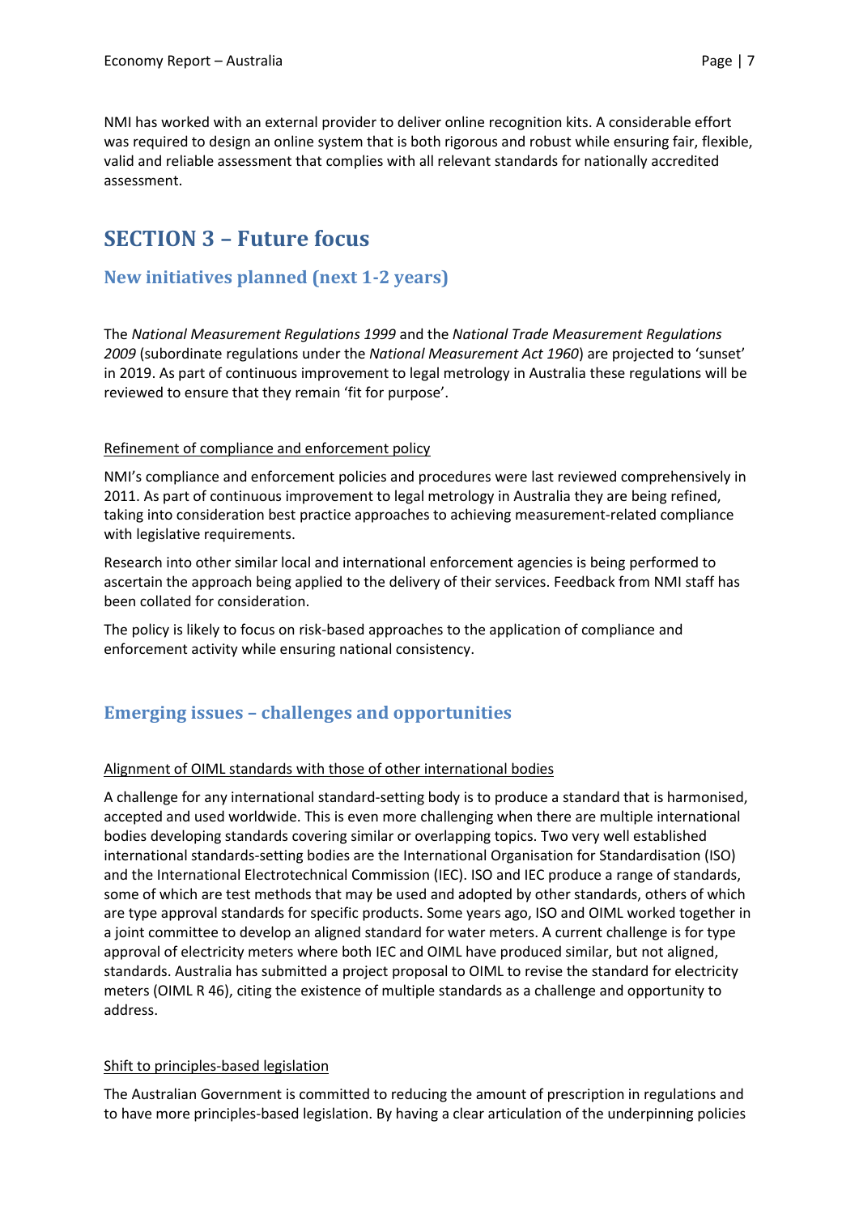NMI has worked with an external provider to deliver online recognition kits. A considerable effort was required to design an online system that is both rigorous and robust while ensuring fair, flexible, valid and reliable assessment that complies with all relevant standards for nationally accredited assessment.

# SECTION 3 – Future focus

## New initiatives planned (next 1-2 years)

The *National Measurement Regulations 1999* and the *National Trade Measurement Regulations 2009* (subordinate regulations under the *National Measurement Act 1960*) are projected to 'sunset' in 2019. As part of continuous improvement to legal metrology in Australia these regulations will be reviewed to ensure that they remain 'fit for purpose'.

<u>Refinement of compliance and enforcement policy</u>

NMI's compliance and enforcement policies and procedures were last reviewed comprehensively in 2011. As part of continuous improvement to legal metrology in Australia they are being refined, taking into consideration best practice approaches to achieving measurement-related compliance with legislative requirements.

Research into other similar local and international enforcement agencies is being performed to ascertain the approach being applied to the delivery of their services. Feedback from NMI staff has been collated for consideration.

The policy is likely to focus on risk-based approaches to the application of compliance and enforcement activity while ensuring national consistency.

## Emerging issues – challenges and opportunities

<u>Alignment of OIML standards with those of other international bodies</u>

A challenge for any international standard-setting body is to produce a standard that is harmonised, accepted and used worldwide. This is even more challenging when there are multiple international bodies developing standards covering similar or overlapping topics. Two very well established international standards-setting bodies are the International Organisation for Standardisation (ISO) and the International Electrotechnical Commission (IEC). ISO and IEC produce a range of standards, some of which are test methods that may be used and adopted by other standards, others of which are type approval standards for specific products. Some years ago, ISO and OIML worked together in a joint committee to develop an aligned standard for water meters. A current challenge is for type approval of electricity meters where both IEC and OIML have produced similar, but not aligned, standards. Australia has submitted a project proposal to OIML to revise the standard for electricity meters (OIML R 46), citing the existence of multiple standards as a challenge and opportunity to address.

<u>Shift to principles-based legislation</u>

The Australian Government is committed to reducing the amount of prescription in regulations and to have more principles-based legislation. By having a clear articulation of the underpinning policies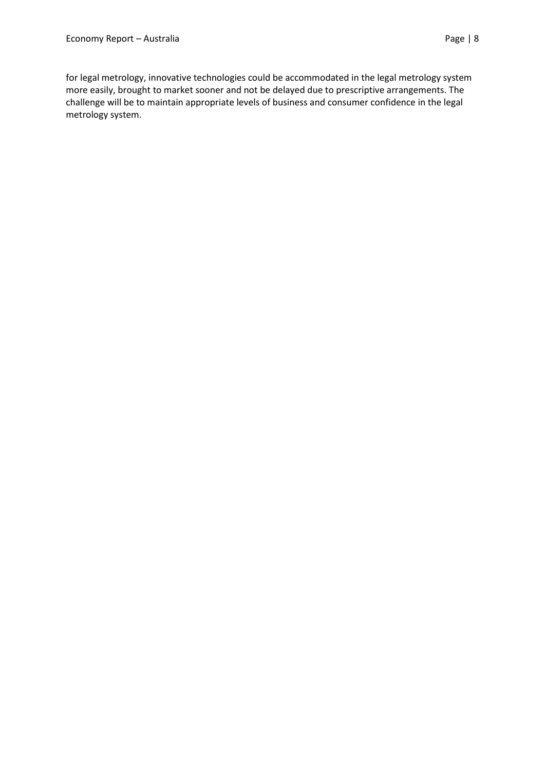for legal metrology, innovative technologies could be accommodated in the legal metrology system more easily, brought to market sooner and not be delayed due to prescriptive arrangements. The challenge will be to maintain appropriate levels of business and consumer confidence in the legal metrology system.